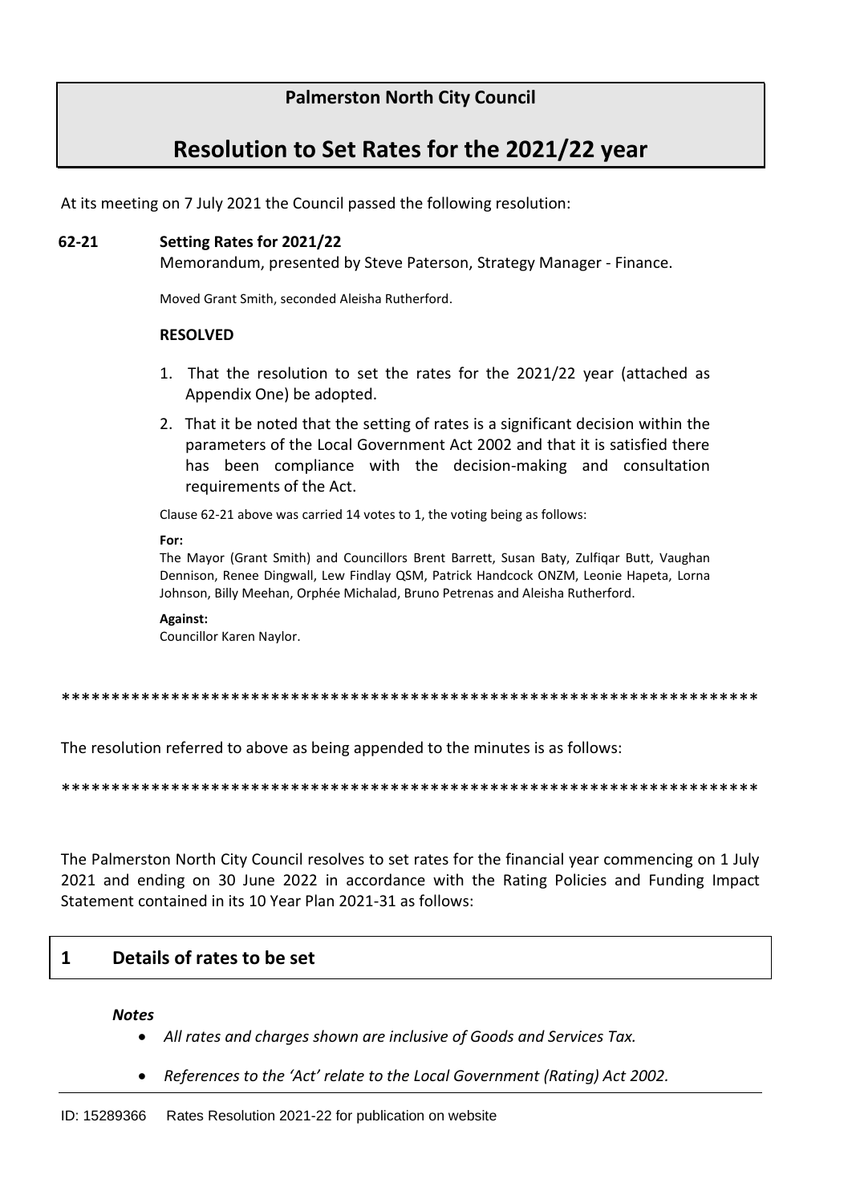**Palmerston North City Council**

# Resolution to Set Rates for the 2021/22 year

At its meeting on 7 July 2021 the Council passed the following resolution:

**62-21 Setting Rates for 2021/22**

Memorandum, presented by Steve Paterson, Strategy Manager - Finance.

Moved Grant Smith, seconded Aleisha Rutherford.

**RESOLVED**

1. That the resolution to set the rates for the 2021/22 year (attached as Appendix One) be adopted.
2. That it be noted that the setting of rates is a significant decision within the parameters of the Local Government Act 2002 and that it is satisfied there has been compliance with the decision-making and consultation requirements of the Act.

Clause 62-21 above was carried 14 votes to 1, the voting being as follows:

**For:**
The Mayor (Grant Smith) and Councillors Brent Barrett, Susan Baty, Zulfiqar Butt, Vaughan Dennison, Renee Dingwall, Lew Findlay QSM, Patrick Handcock ONZM, Leonie Hapeta, Lorna Johnson, Billy Meehan, Orphée Michalad, Bruno Petrenas and Aleisha Rutherford.

**Against:**
Councillor Karen Naylor.

**********************************************************************

The resolution referred to above as being appended to the minutes is as follows:

**********************************************************************

The Palmerston North City Council resolves to set rates for the financial year commencing on 1 July 2021 and ending on 30 June 2022 in accordance with the Rating Policies and Funding Impact Statement contained in its 10 Year Plan 2021-31 as follows:

## 1 Details of rates to be set

***Notes***

- *All rates and charges shown are inclusive of Goods and Services Tax.*
- *References to the 'Act' relate to the Local Government (Rating) Act 2002.*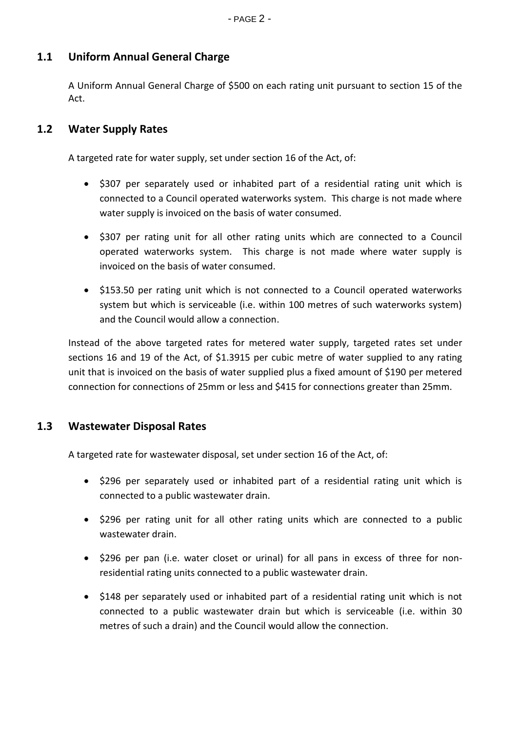## 1.1 Uniform Annual General Charge

A Uniform Annual General Charge of $500 on each rating unit pursuant to section 15 of the Act.

## 1.2 Water Supply Rates

A targeted rate for water supply, set under section 16 of the Act, of:

- $307 per separately used or inhabited part of a residential rating unit which is connected to a Council operated waterworks system. This charge is not made where water supply is invoiced on the basis of water consumed.
- $307 per rating unit for all other rating units which are connected to a Council operated waterworks system. This charge is not made where water supply is invoiced on the basis of water consumed.
- $153.50 per rating unit which is not connected to a Council operated waterworks system but which is serviceable (i.e. within 100 metres of such waterworks system) and the Council would allow a connection.

Instead of the above targeted rates for metered water supply, targeted rates set under sections 16 and 19 of the Act, of $1.3915 per cubic metre of water supplied to any rating unit that is invoiced on the basis of water supplied plus a fixed amount of $190 per metered connection for connections of 25mm or less and $415 for connections greater than 25mm.

## 1.3 Wastewater Disposal Rates

A targeted rate for wastewater disposal, set under section 16 of the Act, of:

- $296 per separately used or inhabited part of a residential rating unit which is connected to a public wastewater drain.
- $296 per rating unit for all other rating units which are connected to a public wastewater drain.
- $296 per pan (i.e. water closet or urinal) for all pans in excess of three for non-residential rating units connected to a public wastewater drain.
- $148 per separately used or inhabited part of a residential rating unit which is not connected to a public wastewater drain but which is serviceable (i.e. within 30 metres of such a drain) and the Council would allow the connection.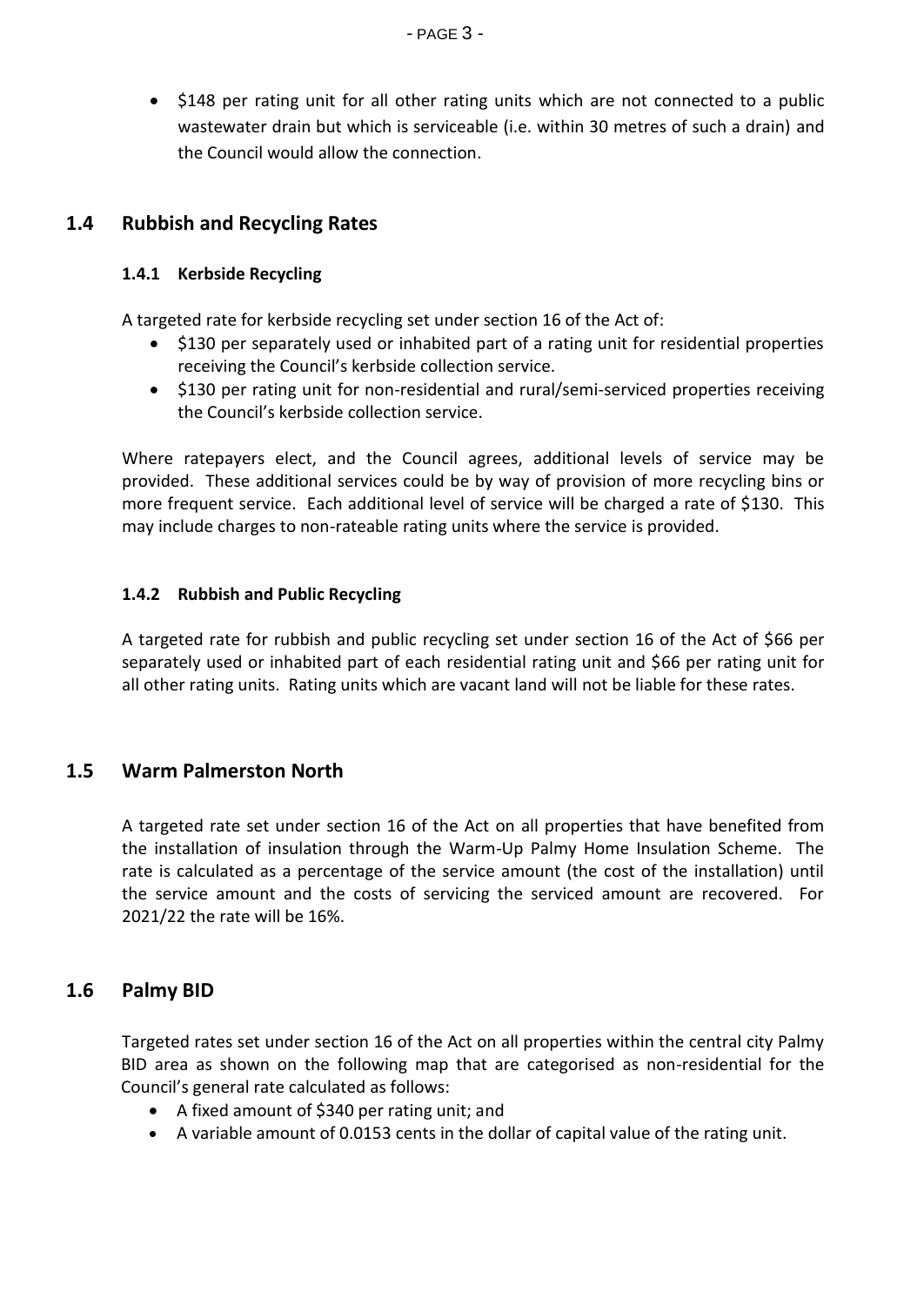- $148 per rating unit for all other rating units which are not connected to a public wastewater drain but which is serviceable (i.e. within 30 metres of such a drain) and the Council would allow the connection.

## 1.4 Rubbish and Recycling Rates

### 1.4.1 Kerbside Recycling

A targeted rate for kerbside recycling set under section 16 of the Act of:

- $130 per separately used or inhabited part of a rating unit for residential properties receiving the Council's kerbside collection service.
- $130 per rating unit for non-residential and rural/semi-serviced properties receiving the Council's kerbside collection service.

Where ratepayers elect, and the Council agrees, additional levels of service may be provided. These additional services could be by way of provision of more recycling bins or more frequent service. Each additional level of service will be charged a rate of $130. This may include charges to non-rateable rating units where the service is provided.

### 1.4.2 Rubbish and Public Recycling

A targeted rate for rubbish and public recycling set under section 16 of the Act of $66 per separately used or inhabited part of each residential rating unit and $66 per rating unit for all other rating units. Rating units which are vacant land will not be liable for these rates.

## 1.5 Warm Palmerston North

A targeted rate set under section 16 of the Act on all properties that have benefited from the installation of insulation through the Warm-Up Palmy Home Insulation Scheme. The rate is calculated as a percentage of the service amount (the cost of the installation) until the service amount and the costs of servicing the serviced amount are recovered. For 2021/22 the rate will be 16%.

## 1.6 Palmy BID

Targeted rates set under section 16 of the Act on all properties within the central city Palmy BID area as shown on the following map that are categorised as non-residential for the Council's general rate calculated as follows:

- A fixed amount of $340 per rating unit; and
- A variable amount of 0.0153 cents in the dollar of capital value of the rating unit.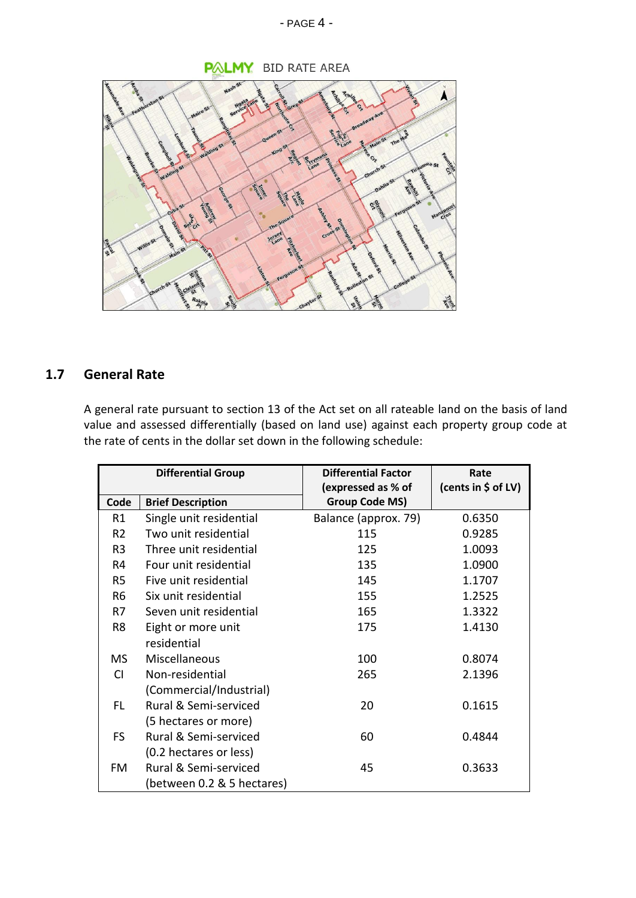PALMY BID RATE AREA

## 1.7 General Rate

A general rate pursuant to section 13 of the Act set on all rateable land on the basis of land value and assessed differentially (based on land use) against each property group code at the rate of cents in the dollar set down in the following schedule:

| Differential Group | | Differential Factor (expressed as % of Group Code MS) | Rate (cents in $ of LV) |
|---|---|---|---|
| **Code** | **Brief Description** | | |
| R1 | Single unit residential | Balance (approx. 79) | 0.6350 |
| R2 | Two unit residential | 115 | 0.9285 |
| R3 | Three unit residential | 125 | 1.0093 |
| R4 | Four unit residential | 135 | 1.0900 |
| R5 | Five unit residential | 145 | 1.1707 |
| R6 | Six unit residential | 155 | 1.2525 |
| R7 | Seven unit residential | 165 | 1.3322 |
| R8 | Eight or more unit residential | 175 | 1.4130 |
| MS | Miscellaneous | 100 | 0.8074 |
| CI | Non-residential (Commercial/Industrial) | 265 | 2.1396 |
| FL | Rural & Semi-serviced (5 hectares or more) | 20 | 0.1615 |
| FS | Rural & Semi-serviced (0.2 hectares or less) | 60 | 0.4844 |
| FM | Rural & Semi-serviced (between 0.2 & 5 hectares) | 45 | 0.3633 |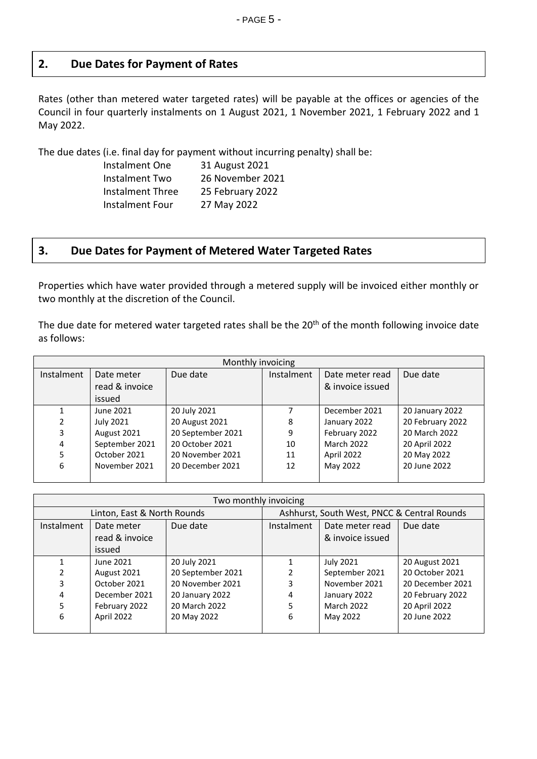## 2. Due Dates for Payment of Rates

Rates (other than metered water targeted rates) will be payable at the offices or agencies of the Council in four quarterly instalments on 1 August 2021, 1 November 2021, 1 February 2022 and 1 May 2022.

The due dates (i.e. final day for payment without incurring penalty) shall be:

| | |
|---|---|
| Instalment One | 31 August 2021 |
| Instalment Two | 26 November 2021 |
| Instalment Three | 25 February 2022 |
| Instalment Four | 27 May 2022 |

## 3. Due Dates for Payment of Metered Water Targeted Rates

Properties which have water provided through a metered supply will be invoiced either monthly or two monthly at the discretion of the Council.

The due date for metered water targeted rates shall be the 20th of the month following invoice date as follows:

| Monthly invoicing | | | | | |
|---|---|---|---|---|---|
| Instalment | Date meter read & invoice issued | Due date | Instalment | Date meter read & invoice issued | Due date |
| 1 | June 2021 | 20 July 2021 | 7 | December 2021 | 20 January 2022 |
| 2 | July 2021 | 20 August 2021 | 8 | January 2022 | 20 February 2022 |
| 3 | August 2021 | 20 September 2021 | 9 | February 2022 | 20 March 2022 |
| 4 | September 2021 | 20 October 2021 | 10 | March 2022 | 20 April 2022 |
| 5 | October 2021 | 20 November 2021 | 11 | April 2022 | 20 May 2022 |
| 6 | November 2021 | 20 December 2021 | 12 | May 2022 | 20 June 2022 |

| Two monthly invoicing | | | | | |
|---|---|---|---|---|---|
| Linton, East & North Rounds | | | Ashhurst, South West, PNCC & Central Rounds | | |
| Instalment | Date meter read & invoice issued | Due date | Instalment | Date meter read & invoice issued | Due date |
| 1 | June 2021 | 20 July 2021 | 1 | July 2021 | 20 August 2021 |
| 2 | August 2021 | 20 September 2021 | 2 | September 2021 | 20 October 2021 |
| 3 | October 2021 | 20 November 2021 | 3 | November 2021 | 20 December 2021 |
| 4 | December 2021 | 20 January 2022 | 4 | January 2022 | 20 February 2022 |
| 5 | February 2022 | 20 March 2022 | 5 | March 2022 | 20 April 2022 |
| 6 | April 2022 | 20 May 2022 | 6 | May 2022 | 20 June 2022 |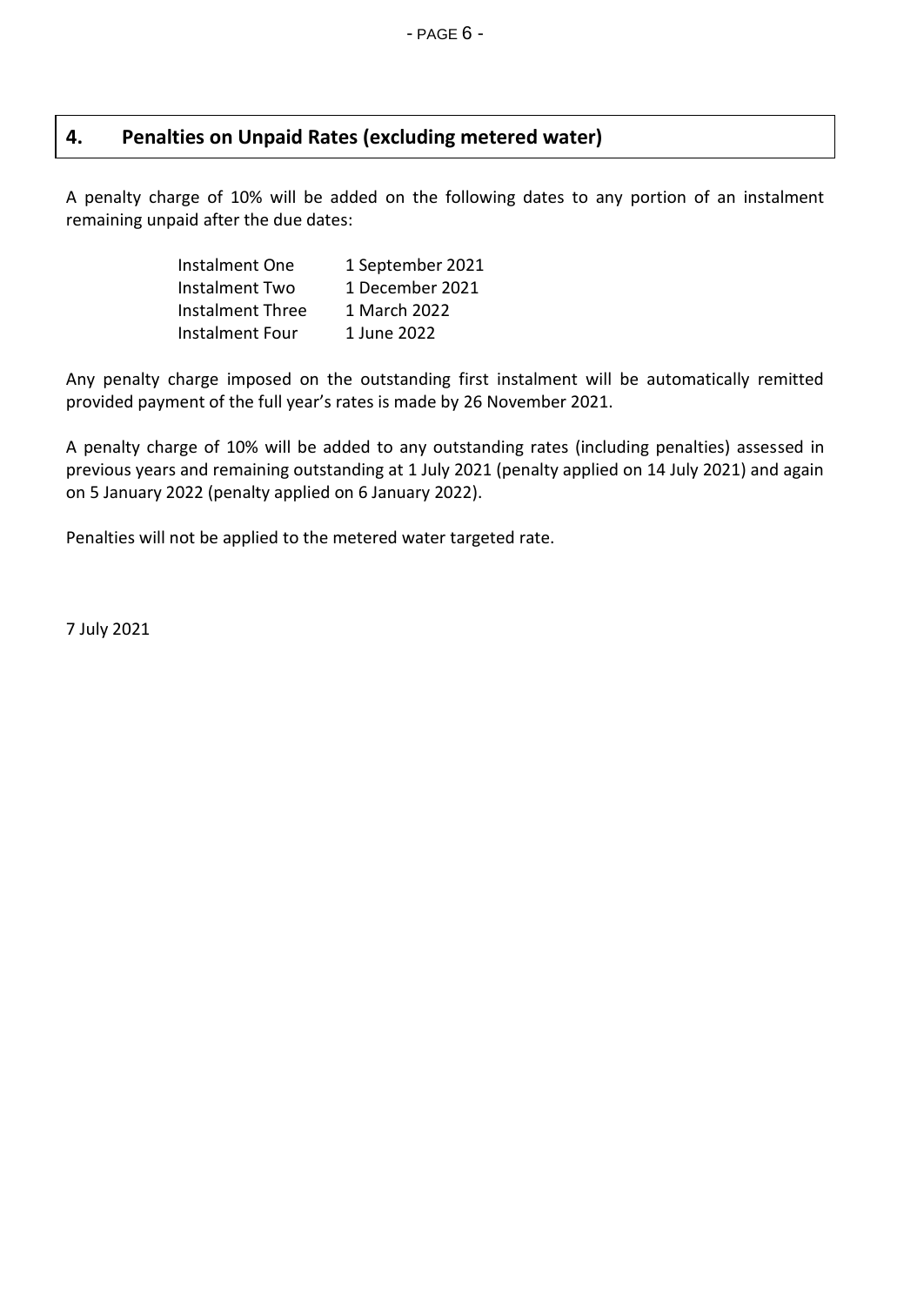## 4. Penalties on Unpaid Rates (excluding metered water)

A penalty charge of 10% will be added on the following dates to any portion of an instalment remaining unpaid after the due dates:

| | |
|---|---|
| Instalment One | 1 September 2021 |
| Instalment Two | 1 December 2021 |
| Instalment Three | 1 March 2022 |
| Instalment Four | 1 June 2022 |

Any penalty charge imposed on the outstanding first instalment will be automatically remitted provided payment of the full year's rates is made by 26 November 2021.

A penalty charge of 10% will be added to any outstanding rates (including penalties) assessed in previous years and remaining outstanding at 1 July 2021 (penalty applied on 14 July 2021) and again on 5 January 2022 (penalty applied on 6 January 2022).

Penalties will not be applied to the metered water targeted rate.

7 July 2021